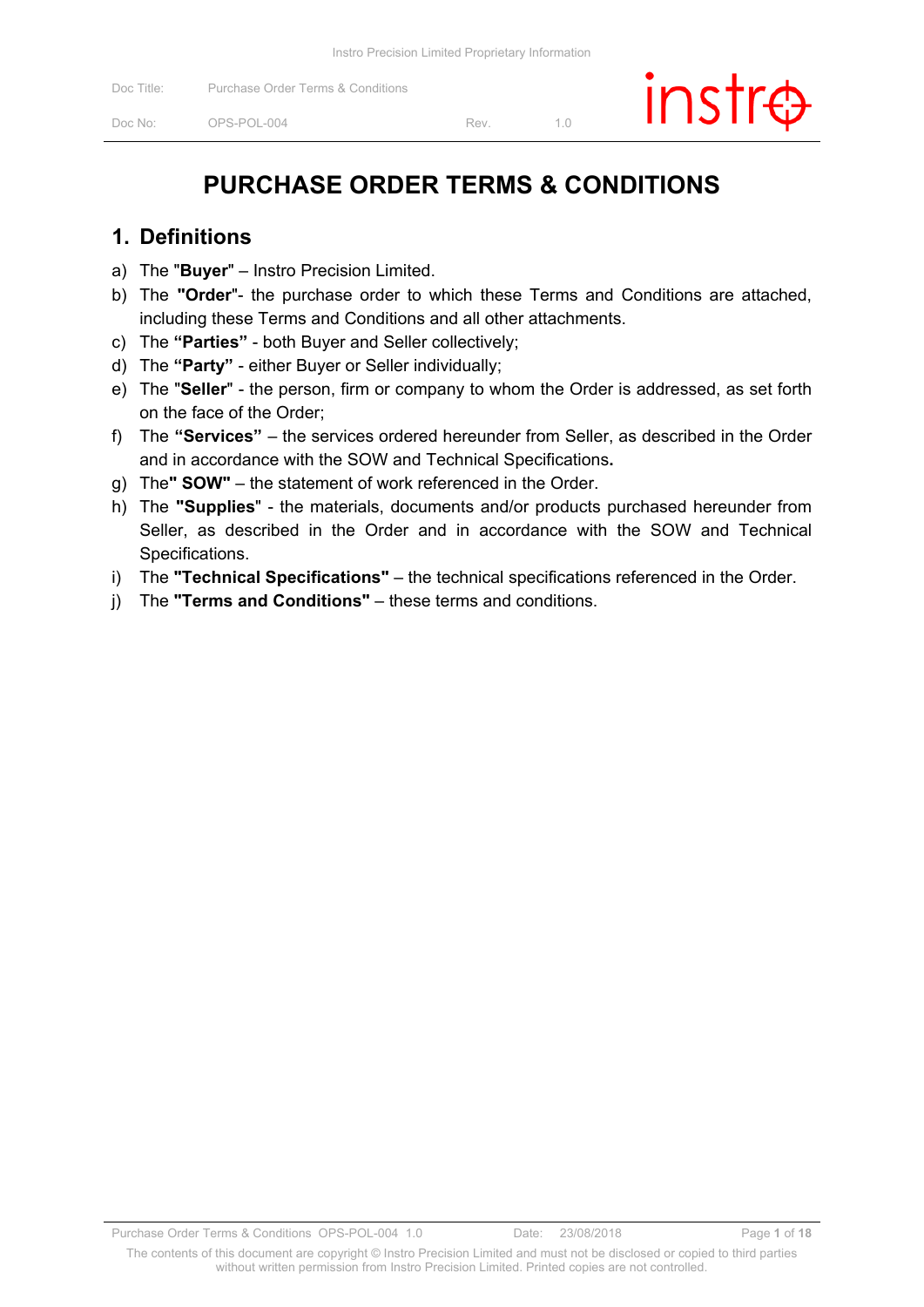# PURCHASE ORDER TERMS & CONDITIONS

## 1. Definitions

a) The "**Buyer**" – Instro Precision Limited.

b) The **"Order"**- the purchase order to which these Terms and Conditions are attached, including these Terms and Conditions and all other attachments.

c) The **"Parties"** - both Buyer and Seller collectively;

d) The **"Party"** - either Buyer or Seller individually;

e) The "**Seller**" - the person, firm or company to whom the Order is addressed, as set forth on the face of the Order;

f) The **"Services"** – the services ordered hereunder from Seller, as described in the Order and in accordance with the SOW and Technical Specifications**.**

g) The**" SOW"** – the statement of work referenced in the Order.

h) The **"Supplies**" - the materials, documents and/or products purchased hereunder from Seller, as described in the Order and in accordance with the SOW and Technical Specifications.

i) The **"Technical Specifications"** – the technical specifications referenced in the Order.

j) The **"Terms and Conditions"** – these terms and conditions.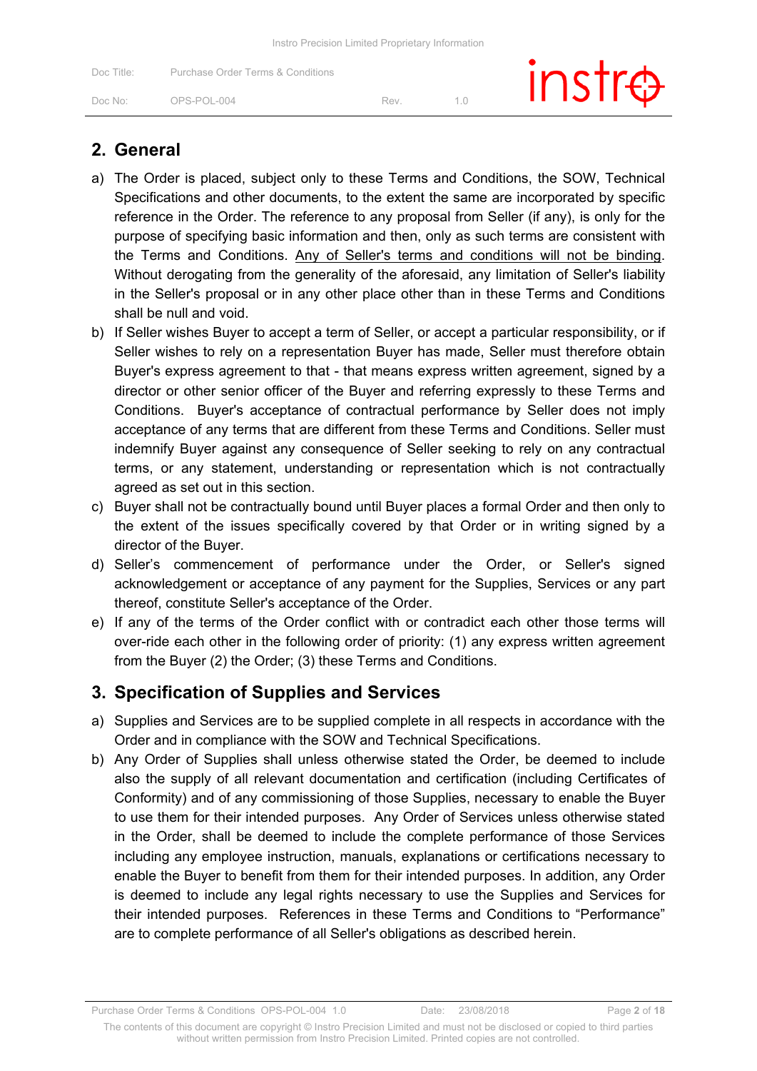## 2. General

a) The Order is placed, subject only to these Terms and Conditions, the SOW, Technical Specifications and other documents, to the extent the same are incorporated by specific reference in the Order. The reference to any proposal from Seller (if any), is only for the purpose of specifying basic information and then, only as such terms are consistent with the Terms and Conditions. <u>Any of Seller's terms and conditions will not be binding</u>. Without derogating from the generality of the aforesaid, any limitation of Seller's liability in the Seller's proposal or in any other place other than in these Terms and Conditions shall be null and void.

b) If Seller wishes Buyer to accept a term of Seller, or accept a particular responsibility, or if Seller wishes to rely on a representation Buyer has made, Seller must therefore obtain Buyer's express agreement to that - that means express written agreement, signed by a director or other senior officer of the Buyer and referring expressly to these Terms and Conditions. Buyer's acceptance of contractual performance by Seller does not imply acceptance of any terms that are different from these Terms and Conditions. Seller must indemnify Buyer against any consequence of Seller seeking to rely on any contractual terms, or any statement, understanding or representation which is not contractually agreed as set out in this section.

c) Buyer shall not be contractually bound until Buyer places a formal Order and then only to the extent of the issues specifically covered by that Order or in writing signed by a director of the Buyer.

d) Seller's commencement of performance under the Order, or Seller's signed acknowledgement or acceptance of any payment for the Supplies, Services or any part thereof, constitute Seller's acceptance of the Order.

e) If any of the terms of the Order conflict with or contradict each other those terms will over-ride each other in the following order of priority: (1) any express written agreement from the Buyer (2) the Order; (3) these Terms and Conditions.

## 3. Specification of Supplies and Services

a) Supplies and Services are to be supplied complete in all respects in accordance with the Order and in compliance with the SOW and Technical Specifications.

b) Any Order of Supplies shall unless otherwise stated the Order, be deemed to include also the supply of all relevant documentation and certification (including Certificates of Conformity) and of any commissioning of those Supplies, necessary to enable the Buyer to use them for their intended purposes. Any Order of Services unless otherwise stated in the Order, shall be deemed to include the complete performance of those Services including any employee instruction, manuals, explanations or certifications necessary to enable the Buyer to benefit from them for their intended purposes. In addition, any Order is deemed to include any legal rights necessary to use the Supplies and Services for their intended purposes. References in these Terms and Conditions to "Performance" are to complete performance of all Seller's obligations as described herein.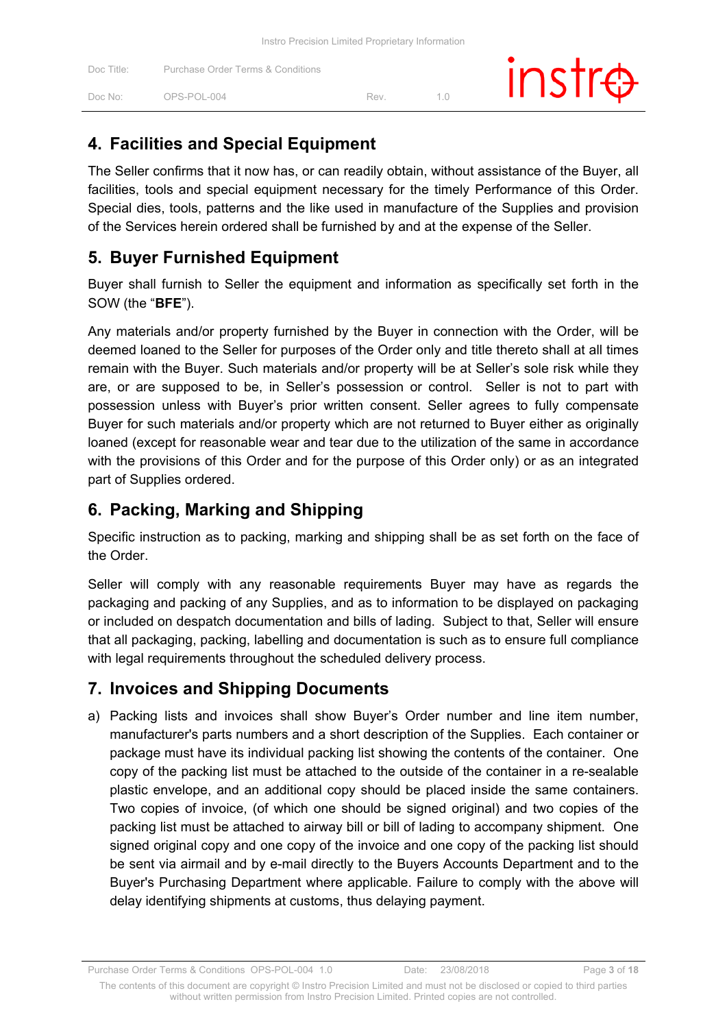## 4. Facilities and Special Equipment

The Seller confirms that it now has, or can readily obtain, without assistance of the Buyer, all facilities, tools and special equipment necessary for the timely Performance of this Order. Special dies, tools, patterns and the like used in manufacture of the Supplies and provision of the Services herein ordered shall be furnished by and at the expense of the Seller.

## 5. Buyer Furnished Equipment

Buyer shall furnish to Seller the equipment and information as specifically set forth in the SOW (the "**BFE**").

Any materials and/or property furnished by the Buyer in connection with the Order, will be deemed loaned to the Seller for purposes of the Order only and title thereto shall at all times remain with the Buyer. Such materials and/or property will be at Seller's sole risk while they are, or are supposed to be, in Seller's possession or control. Seller is not to part with possession unless with Buyer's prior written consent. Seller agrees to fully compensate Buyer for such materials and/or property which are not returned to Buyer either as originally loaned (except for reasonable wear and tear due to the utilization of the same in accordance with the provisions of this Order and for the purpose of this Order only) or as an integrated part of Supplies ordered.

## 6. Packing, Marking and Shipping

Specific instruction as to packing, marking and shipping shall be as set forth on the face of the Order.

Seller will comply with any reasonable requirements Buyer may have as regards the packaging and packing of any Supplies, and as to information to be displayed on packaging or included on despatch documentation and bills of lading. Subject to that, Seller will ensure that all packaging, packing, labelling and documentation is such as to ensure full compliance with legal requirements throughout the scheduled delivery process.

## 7. Invoices and Shipping Documents

a) Packing lists and invoices shall show Buyer's Order number and line item number, manufacturer's parts numbers and a short description of the Supplies. Each container or package must have its individual packing list showing the contents of the container. One copy of the packing list must be attached to the outside of the container in a re-sealable plastic envelope, and an additional copy should be placed inside the same containers. Two copies of invoice, (of which one should be signed original) and two copies of the packing list must be attached to airway bill or bill of lading to accompany shipment. One signed original copy and one copy of the invoice and one copy of the packing list should be sent via airmail and by e-mail directly to the Buyers Accounts Department and to the Buyer's Purchasing Department where applicable. Failure to comply with the above will delay identifying shipments at customs, thus delaying payment.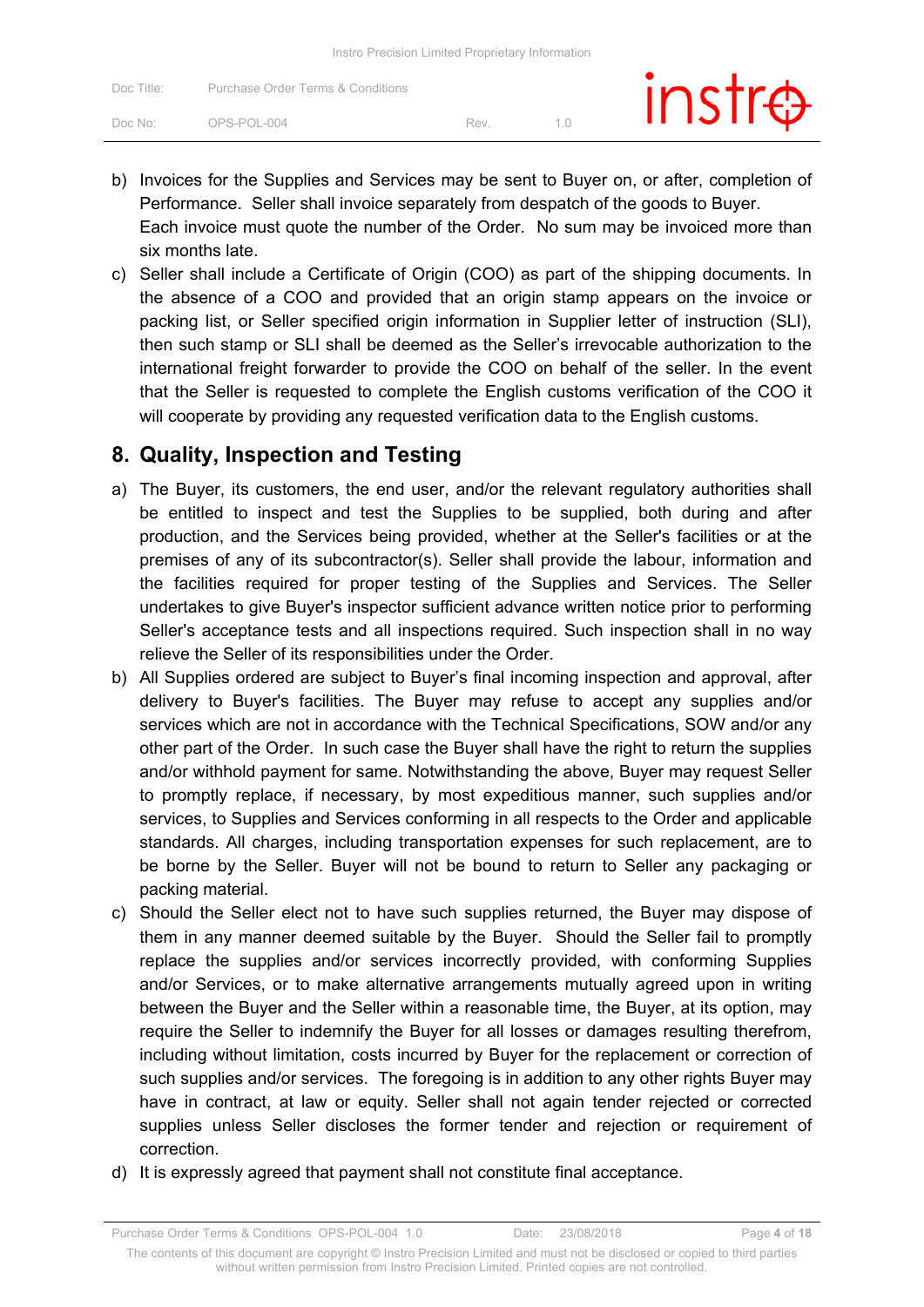b) Invoices for the Supplies and Services may be sent to Buyer on, or after, completion of Performance. Seller shall invoice separately from despatch of the goods to Buyer. Each invoice must quote the number of the Order. No sum may be invoiced more than six months late.

c) Seller shall include a Certificate of Origin (COO) as part of the shipping documents. In the absence of a COO and provided that an origin stamp appears on the invoice or packing list, or Seller specified origin information in Supplier letter of instruction (SLI), then such stamp or SLI shall be deemed as the Seller's irrevocable authorization to the international freight forwarder to provide the COO on behalf of the seller. In the event that the Seller is requested to complete the English customs verification of the COO it will cooperate by providing any requested verification data to the English customs.

## 8. Quality, Inspection and Testing

a) The Buyer, its customers, the end user, and/or the relevant regulatory authorities shall be entitled to inspect and test the Supplies to be supplied, both during and after production, and the Services being provided, whether at the Seller's facilities or at the premises of any of its subcontractor(s). Seller shall provide the labour, information and the facilities required for proper testing of the Supplies and Services. The Seller undertakes to give Buyer's inspector sufficient advance written notice prior to performing Seller's acceptance tests and all inspections required. Such inspection shall in no way relieve the Seller of its responsibilities under the Order.

b) All Supplies ordered are subject to Buyer's final incoming inspection and approval, after delivery to Buyer's facilities. The Buyer may refuse to accept any supplies and/or services which are not in accordance with the Technical Specifications, SOW and/or any other part of the Order. In such case the Buyer shall have the right to return the supplies and/or withhold payment for same. Notwithstanding the above, Buyer may request Seller to promptly replace, if necessary, by most expeditious manner, such supplies and/or services, to Supplies and Services conforming in all respects to the Order and applicable standards. All charges, including transportation expenses for such replacement, are to be borne by the Seller. Buyer will not be bound to return to Seller any packaging or packing material.

c) Should the Seller elect not to have such supplies returned, the Buyer may dispose of them in any manner deemed suitable by the Buyer. Should the Seller fail to promptly replace the supplies and/or services incorrectly provided, with conforming Supplies and/or Services, or to make alternative arrangements mutually agreed upon in writing between the Buyer and the Seller within a reasonable time, the Buyer, at its option, may require the Seller to indemnify the Buyer for all losses or damages resulting therefrom, including without limitation, costs incurred by Buyer for the replacement or correction of such supplies and/or services. The foregoing is in addition to any other rights Buyer may have in contract, at law or equity. Seller shall not again tender rejected or corrected supplies unless Seller discloses the former tender and rejection or requirement of correction.

d) It is expressly agreed that payment shall not constitute final acceptance.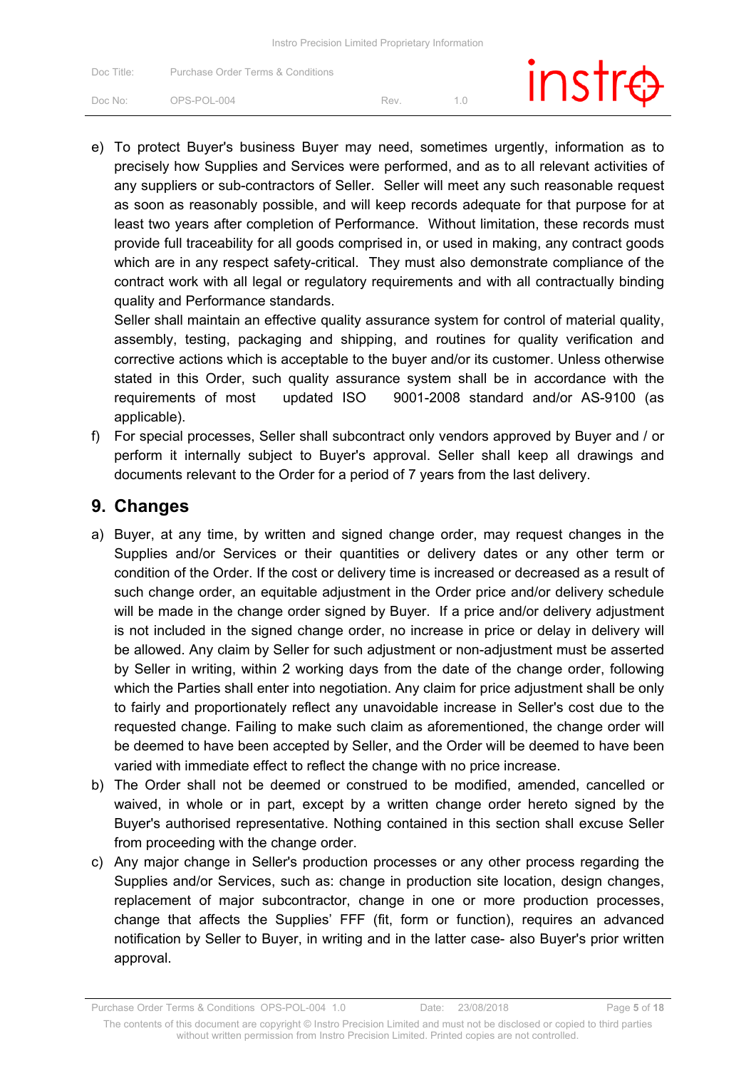e) To protect Buyer's business Buyer may need, sometimes urgently, information as to precisely how Supplies and Services were performed, and as to all relevant activities of any suppliers or sub-contractors of Seller. Seller will meet any such reasonable request as soon as reasonably possible, and will keep records adequate for that purpose for at least two years after completion of Performance. Without limitation, these records must provide full traceability for all goods comprised in, or used in making, any contract goods which are in any respect safety-critical. They must also demonstrate compliance of the contract work with all legal or regulatory requirements and with all contractually binding quality and Performance standards.
   Seller shall maintain an effective quality assurance system for control of material quality, assembly, testing, packaging and shipping, and routines for quality verification and corrective actions which is acceptable to the buyer and/or its customer. Unless otherwise stated in this Order, such quality assurance system shall be in accordance with the requirements of most updated ISO 9001-2008 standard and/or AS-9100 (as applicable).
f) For special processes, Seller shall subcontract only vendors approved by Buyer and / or perform it internally subject to Buyer's approval. Seller shall keep all drawings and documents relevant to the Order for a period of 7 years from the last delivery.

## 9. Changes

a) Buyer, at any time, by written and signed change order, may request changes in the Supplies and/or Services or their quantities or delivery dates or any other term or condition of the Order. If the cost or delivery time is increased or decreased as a result of such change order, an equitable adjustment in the Order price and/or delivery schedule will be made in the change order signed by Buyer. If a price and/or delivery adjustment is not included in the signed change order, no increase in price or delay in delivery will be allowed. Any claim by Seller for such adjustment or non-adjustment must be asserted by Seller in writing, within 2 working days from the date of the change order, following which the Parties shall enter into negotiation. Any claim for price adjustment shall be only to fairly and proportionately reflect any unavoidable increase in Seller's cost due to the requested change. Failing to make such claim as aforementioned, the change order will be deemed to have been accepted by Seller, and the Order will be deemed to have been varied with immediate effect to reflect the change with no price increase.
b) The Order shall not be deemed or construed to be modified, amended, cancelled or waived, in whole or in part, except by a written change order hereto signed by the Buyer's authorised representative. Nothing contained in this section shall excuse Seller from proceeding with the change order.
c) Any major change in Seller's production processes or any other process regarding the Supplies and/or Services, such as: change in production site location, design changes, replacement of major subcontractor, change in one or more production processes, change that affects the Supplies' FFF (fit, form or function), requires an advanced notification by Seller to Buyer, in writing and in the latter case- also Buyer's prior written approval.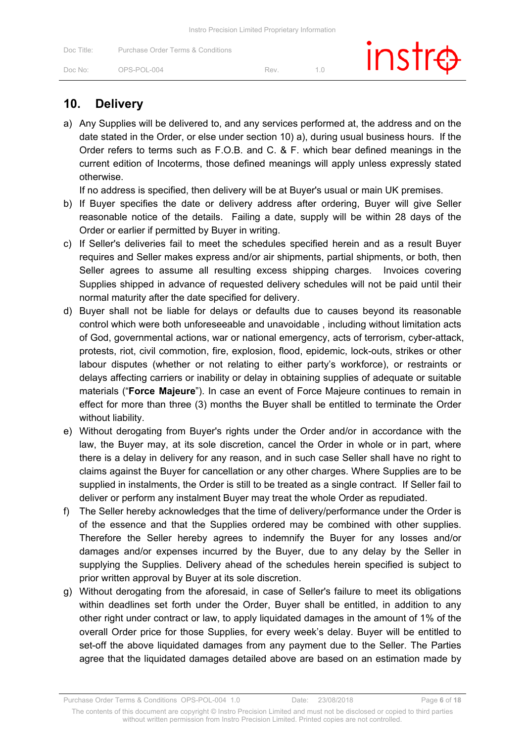## 10. Delivery

a) Any Supplies will be delivered to, and any services performed at, the address and on the date stated in the Order, or else under section 10) a), during usual business hours. If the Order refers to terms such as F.O.B. and C. & F. which bear defined meanings in the current edition of Incoterms, those defined meanings will apply unless expressly stated otherwise.

   If no address is specified, then delivery will be at Buyer's usual or main UK premises.

b) If Buyer specifies the date or delivery address after ordering, Buyer will give Seller reasonable notice of the details. Failing a date, supply will be within 28 days of the Order or earlier if permitted by Buyer in writing.

c) If Seller's deliveries fail to meet the schedules specified herein and as a result Buyer requires and Seller makes express and/or air shipments, partial shipments, or both, then Seller agrees to assume all resulting excess shipping charges. Invoices covering Supplies shipped in advance of requested delivery schedules will not be paid until their normal maturity after the date specified for delivery.

d) Buyer shall not be liable for delays or defaults due to causes beyond its reasonable control which were both unforeseeable and unavoidable , including without limitation acts of God, governmental actions, war or national emergency, acts of terrorism, cyber-attack, protests, riot, civil commotion, fire, explosion, flood, epidemic, lock-outs, strikes or other labour disputes (whether or not relating to either party's workforce), or restraints or delays affecting carriers or inability or delay in obtaining supplies of adequate or suitable materials ("**Force Majeure**"). In case an event of Force Majeure continues to remain in effect for more than three (3) months the Buyer shall be entitled to terminate the Order without liability.

e) Without derogating from Buyer's rights under the Order and/or in accordance with the law, the Buyer may, at its sole discretion, cancel the Order in whole or in part, where there is a delay in delivery for any reason, and in such case Seller shall have no right to claims against the Buyer for cancellation or any other charges. Where Supplies are to be supplied in instalments, the Order is still to be treated as a single contract. If Seller fail to deliver or perform any instalment Buyer may treat the whole Order as repudiated.

f) The Seller hereby acknowledges that the time of delivery/performance under the Order is of the essence and that the Supplies ordered may be combined with other supplies. Therefore the Seller hereby agrees to indemnify the Buyer for any losses and/or damages and/or expenses incurred by the Buyer, due to any delay by the Seller in supplying the Supplies. Delivery ahead of the schedules herein specified is subject to prior written approval by Buyer at its sole discretion.

g) Without derogating from the aforesaid, in case of Seller's failure to meet its obligations within deadlines set forth under the Order, Buyer shall be entitled, in addition to any other right under contract or law, to apply liquidated damages in the amount of 1% of the overall Order price for those Supplies, for every week's delay. Buyer will be entitled to set-off the above liquidated damages from any payment due to the Seller. The Parties agree that the liquidated damages detailed above are based on an estimation made by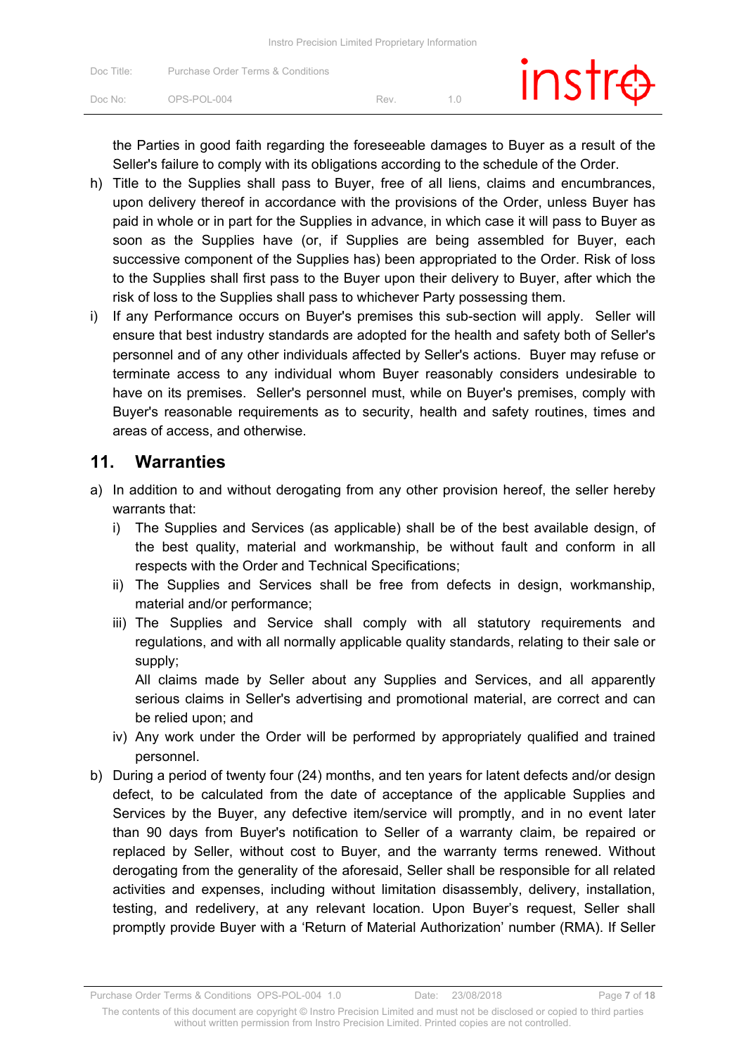the Parties in good faith regarding the foreseeable damages to Buyer as a result of the Seller's failure to comply with its obligations according to the schedule of the Order.

h) Title to the Supplies shall pass to Buyer, free of all liens, claims and encumbrances, upon delivery thereof in accordance with the provisions of the Order, unless Buyer has paid in whole or in part for the Supplies in advance, in which case it will pass to Buyer as soon as the Supplies have (or, if Supplies are being assembled for Buyer, each successive component of the Supplies has) been appropriated to the Order. Risk of loss to the Supplies shall first pass to the Buyer upon their delivery to Buyer, after which the risk of loss to the Supplies shall pass to whichever Party possessing them.

i) If any Performance occurs on Buyer's premises this sub-section will apply. Seller will ensure that best industry standards are adopted for the health and safety both of Seller's personnel and of any other individuals affected by Seller's actions. Buyer may refuse or terminate access to any individual whom Buyer reasonably considers undesirable to have on its premises. Seller's personnel must, while on Buyer's premises, comply with Buyer's reasonable requirements as to security, health and safety routines, times and areas of access, and otherwise.

## 11. Warranties

a) In addition to and without derogating from any other provision hereof, the seller hereby warrants that:
   i) The Supplies and Services (as applicable) shall be of the best available design, of the best quality, material and workmanship, be without fault and conform in all respects with the Order and Technical Specifications;
   ii) The Supplies and Services shall be free from defects in design, workmanship, material and/or performance;
   iii) The Supplies and Service shall comply with all statutory requirements and regulations, and with all normally applicable quality standards, relating to their sale or supply;
   All claims made by Seller about any Supplies and Services, and all apparently serious claims in Seller's advertising and promotional material, are correct and can be relied upon; and
   iv) Any work under the Order will be performed by appropriately qualified and trained personnel.

b) During a period of twenty four (24) months, and ten years for latent defects and/or design defect, to be calculated from the date of acceptance of the applicable Supplies and Services by the Buyer, any defective item/service will promptly, and in no event later than 90 days from Buyer's notification to Seller of a warranty claim, be repaired or replaced by Seller, without cost to Buyer, and the warranty terms renewed. Without derogating from the generality of the aforesaid, Seller shall be responsible for all related activities and expenses, including without limitation disassembly, delivery, installation, testing, and redelivery, at any relevant location. Upon Buyer's request, Seller shall promptly provide Buyer with a 'Return of Material Authorization' number (RMA). If Seller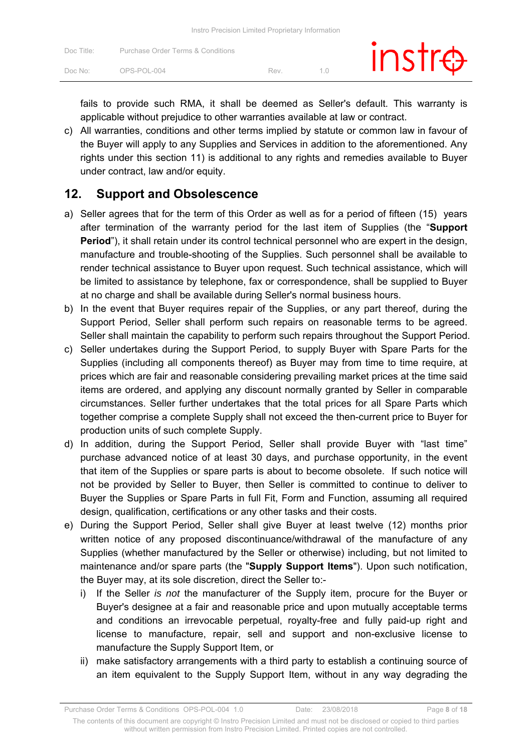fails to provide such RMA, it shall be deemed as Seller's default. This warranty is applicable without prejudice to other warranties available at law or contract.

c) All warranties, conditions and other terms implied by statute or common law in favour of the Buyer will apply to any Supplies and Services in addition to the aforementioned. Any rights under this section 11) is additional to any rights and remedies available to Buyer under contract, law and/or equity.

## 12. Support and Obsolescence

a) Seller agrees that for the term of this Order as well as for a period of fifteen (15) years after termination of the warranty period for the last item of Supplies (the "**Support Period**"), it shall retain under its control technical personnel who are expert in the design, manufacture and trouble-shooting of the Supplies. Such personnel shall be available to render technical assistance to Buyer upon request. Such technical assistance, which will be limited to assistance by telephone, fax or correspondence, shall be supplied to Buyer at no charge and shall be available during Seller's normal business hours.

b) In the event that Buyer requires repair of the Supplies, or any part thereof, during the Support Period, Seller shall perform such repairs on reasonable terms to be agreed. Seller shall maintain the capability to perform such repairs throughout the Support Period.

c) Seller undertakes during the Support Period, to supply Buyer with Spare Parts for the Supplies (including all components thereof) as Buyer may from time to time require, at prices which are fair and reasonable considering prevailing market prices at the time said items are ordered, and applying any discount normally granted by Seller in comparable circumstances. Seller further undertakes that the total prices for all Spare Parts which together comprise a complete Supply shall not exceed the then-current price to Buyer for production units of such complete Supply.

d) In addition, during the Support Period, Seller shall provide Buyer with "last time" purchase advanced notice of at least 30 days, and purchase opportunity, in the event that item of the Supplies or spare parts is about to become obsolete. If such notice will not be provided by Seller to Buyer, then Seller is committed to continue to deliver to Buyer the Supplies or Spare Parts in full Fit, Form and Function, assuming all required design, qualification, certifications or any other tasks and their costs.

e) During the Support Period, Seller shall give Buyer at least twelve (12) months prior written notice of any proposed discontinuance/withdrawal of the manufacture of any Supplies (whether manufactured by the Seller or otherwise) including, but not limited to maintenance and/or spare parts (the "**Supply Support Items**"). Upon such notification, the Buyer may, at its sole discretion, direct the Seller to:-

   i) If the Seller *is not* the manufacturer of the Supply item, procure for the Buyer or Buyer's designee at a fair and reasonable price and upon mutually acceptable terms and conditions an irrevocable perpetual, royalty-free and fully paid-up right and license to manufacture, repair, sell and support and non-exclusive license to manufacture the Supply Support Item, or

   ii) make satisfactory arrangements with a third party to establish a continuing source of an item equivalent to the Supply Support Item, without in any way degrading the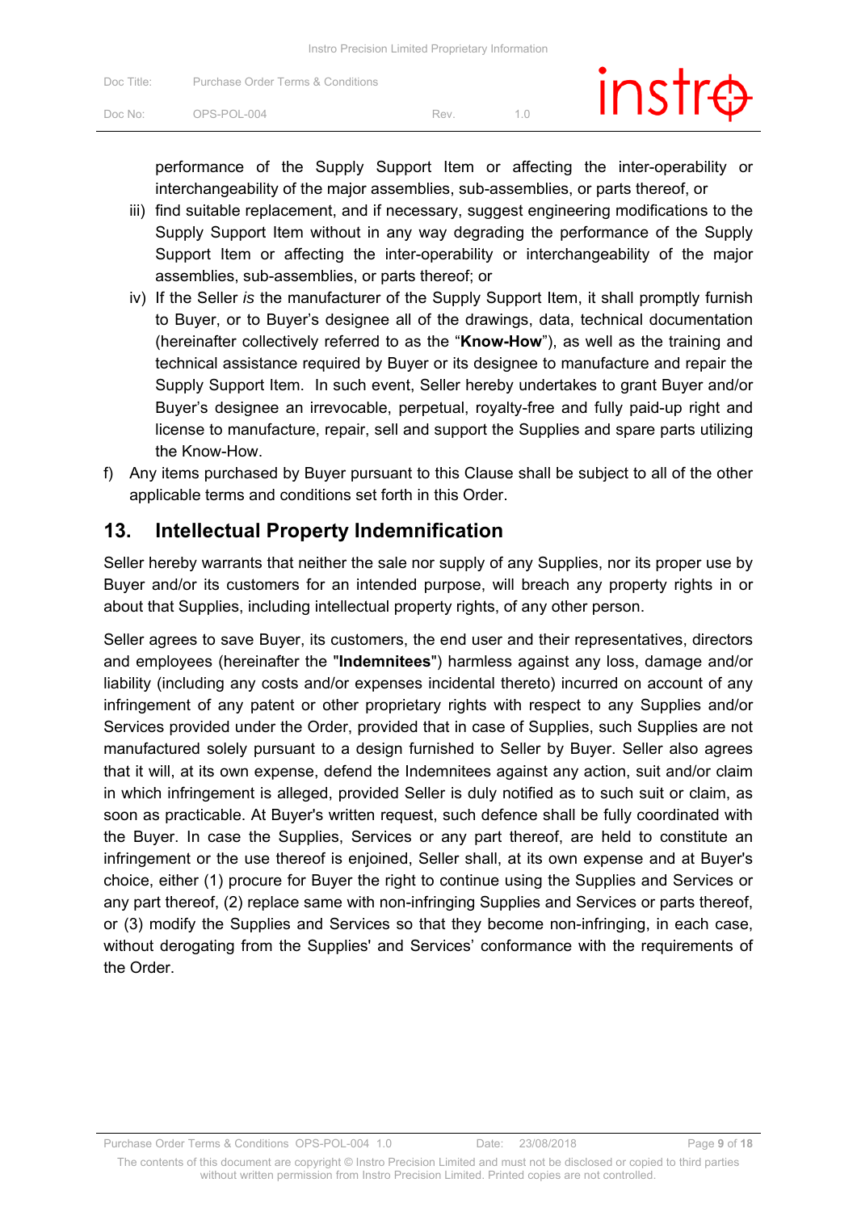performance of the Supply Support Item or affecting the inter-operability or interchangeability of the major assemblies, sub-assemblies, or parts thereof, or

iii) find suitable replacement, and if necessary, suggest engineering modifications to the Supply Support Item without in any way degrading the performance of the Supply Support Item or affecting the inter-operability or interchangeability of the major assemblies, sub-assemblies, or parts thereof; or

iv) If the Seller *is* the manufacturer of the Supply Support Item, it shall promptly furnish to Buyer, or to Buyer's designee all of the drawings, data, technical documentation (hereinafter collectively referred to as the "**Know-How**"), as well as the training and technical assistance required by Buyer or its designee to manufacture and repair the Supply Support Item. In such event, Seller hereby undertakes to grant Buyer and/or Buyer's designee an irrevocable, perpetual, royalty-free and fully paid-up right and license to manufacture, repair, sell and support the Supplies and spare parts utilizing the Know-How.

f) Any items purchased by Buyer pursuant to this Clause shall be subject to all of the other applicable terms and conditions set forth in this Order.

## 13. Intellectual Property Indemnification

Seller hereby warrants that neither the sale nor supply of any Supplies, nor its proper use by Buyer and/or its customers for an intended purpose, will breach any property rights in or about that Supplies, including intellectual property rights, of any other person.

Seller agrees to save Buyer, its customers, the end user and their representatives, directors and employees (hereinafter the "**Indemnitees**") harmless against any loss, damage and/or liability (including any costs and/or expenses incidental thereto) incurred on account of any infringement of any patent or other proprietary rights with respect to any Supplies and/or Services provided under the Order, provided that in case of Supplies, such Supplies are not manufactured solely pursuant to a design furnished to Seller by Buyer. Seller also agrees that it will, at its own expense, defend the Indemnitees against any action, suit and/or claim in which infringement is alleged, provided Seller is duly notified as to such suit or claim, as soon as practicable. At Buyer's written request, such defence shall be fully coordinated with the Buyer. In case the Supplies, Services or any part thereof, are held to constitute an infringement or the use thereof is enjoined, Seller shall, at its own expense and at Buyer's choice, either (1) procure for Buyer the right to continue using the Supplies and Services or any part thereof, (2) replace same with non-infringing Supplies and Services or parts thereof, or (3) modify the Supplies and Services so that they become non-infringing, in each case, without derogating from the Supplies' and Services' conformance with the requirements of the Order.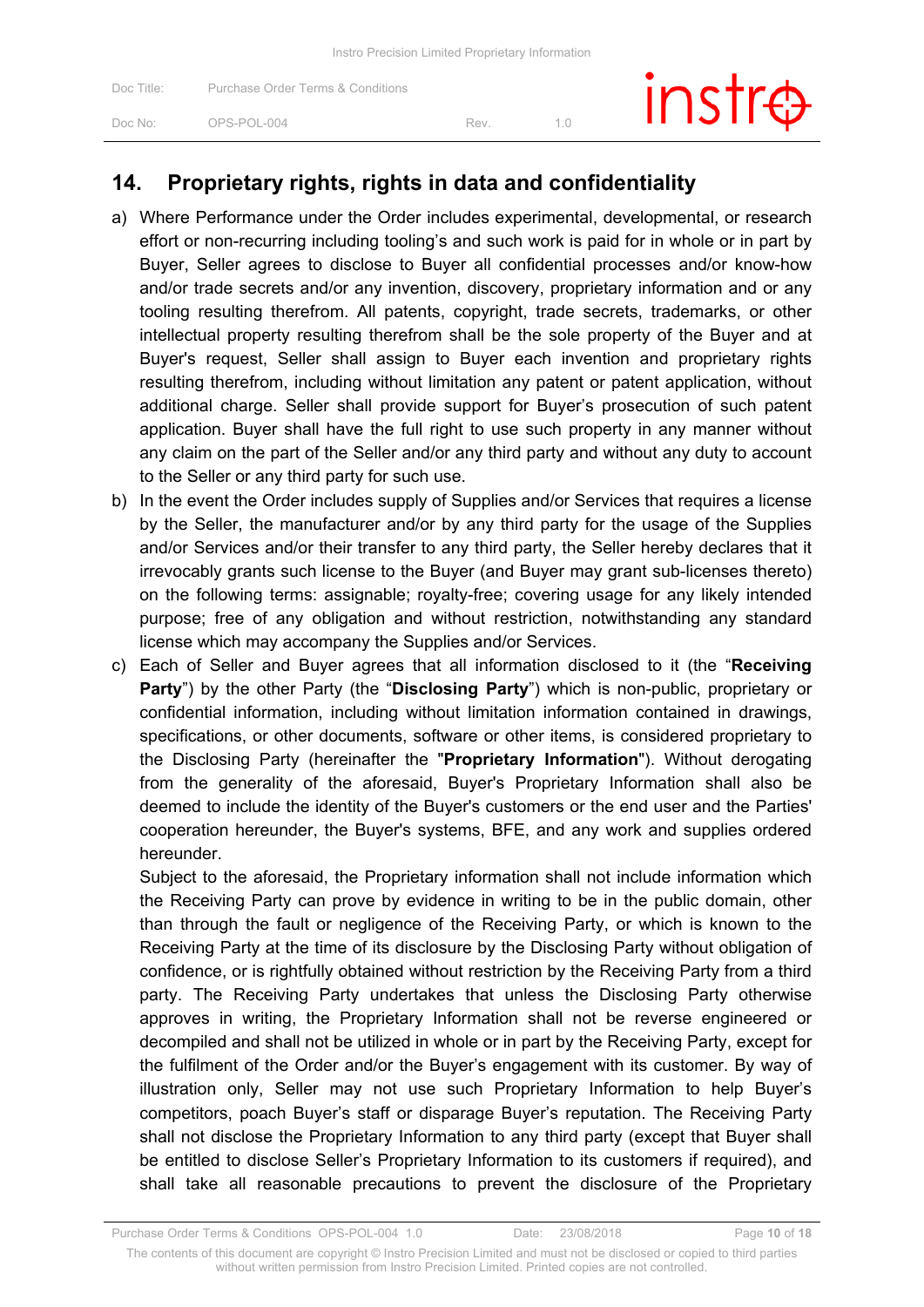## 14. Proprietary rights, rights in data and confidentiality

a) Where Performance under the Order includes experimental, developmental, or research effort or non-recurring including tooling's and such work is paid for in whole or in part by Buyer, Seller agrees to disclose to Buyer all confidential processes and/or know-how and/or trade secrets and/or any invention, discovery, proprietary information and or any tooling resulting therefrom. All patents, copyright, trade secrets, trademarks, or other intellectual property resulting therefrom shall be the sole property of the Buyer and at Buyer's request, Seller shall assign to Buyer each invention and proprietary rights resulting therefrom, including without limitation any patent or patent application, without additional charge. Seller shall provide support for Buyer's prosecution of such patent application. Buyer shall have the full right to use such property in any manner without any claim on the part of the Seller and/or any third party and without any duty to account to the Seller or any third party for such use.

b) In the event the Order includes supply of Supplies and/or Services that requires a license by the Seller, the manufacturer and/or by any third party for the usage of the Supplies and/or Services and/or their transfer to any third party, the Seller hereby declares that it irrevocably grants such license to the Buyer (and Buyer may grant sub-licenses thereto) on the following terms: assignable; royalty-free; covering usage for any likely intended purpose; free of any obligation and without restriction, notwithstanding any standard license which may accompany the Supplies and/or Services.

c) Each of Seller and Buyer agrees that all information disclosed to it (the "**Receiving Party**") by the other Party (the "**Disclosing Party**") which is non-public, proprietary or confidential information, including without limitation information contained in drawings, specifications, or other documents, software or other items, is considered proprietary to the Disclosing Party (hereinafter the "**Proprietary Information**"). Without derogating from the generality of the aforesaid, Buyer's Proprietary Information shall also be deemed to include the identity of the Buyer's customers or the end user and the Parties' cooperation hereunder, the Buyer's systems, BFE, and any work and supplies ordered hereunder.

   Subject to the aforesaid, the Proprietary information shall not include information which the Receiving Party can prove by evidence in writing to be in the public domain, other than through the fault or negligence of the Receiving Party, or which is known to the Receiving Party at the time of its disclosure by the Disclosing Party without obligation of confidence, or is rightfully obtained without restriction by the Receiving Party from a third party. The Receiving Party undertakes that unless the Disclosing Party otherwise approves in writing, the Proprietary Information shall not be reverse engineered or decompiled and shall not be utilized in whole or in part by the Receiving Party, except for the fulfilment of the Order and/or the Buyer's engagement with its customer. By way of illustration only, Seller may not use such Proprietary Information to help Buyer's competitors, poach Buyer's staff or disparage Buyer's reputation. The Receiving Party shall not disclose the Proprietary Information to any third party (except that Buyer shall be entitled to disclose Seller's Proprietary Information to its customers if required), and shall take all reasonable precautions to prevent the disclosure of the Proprietary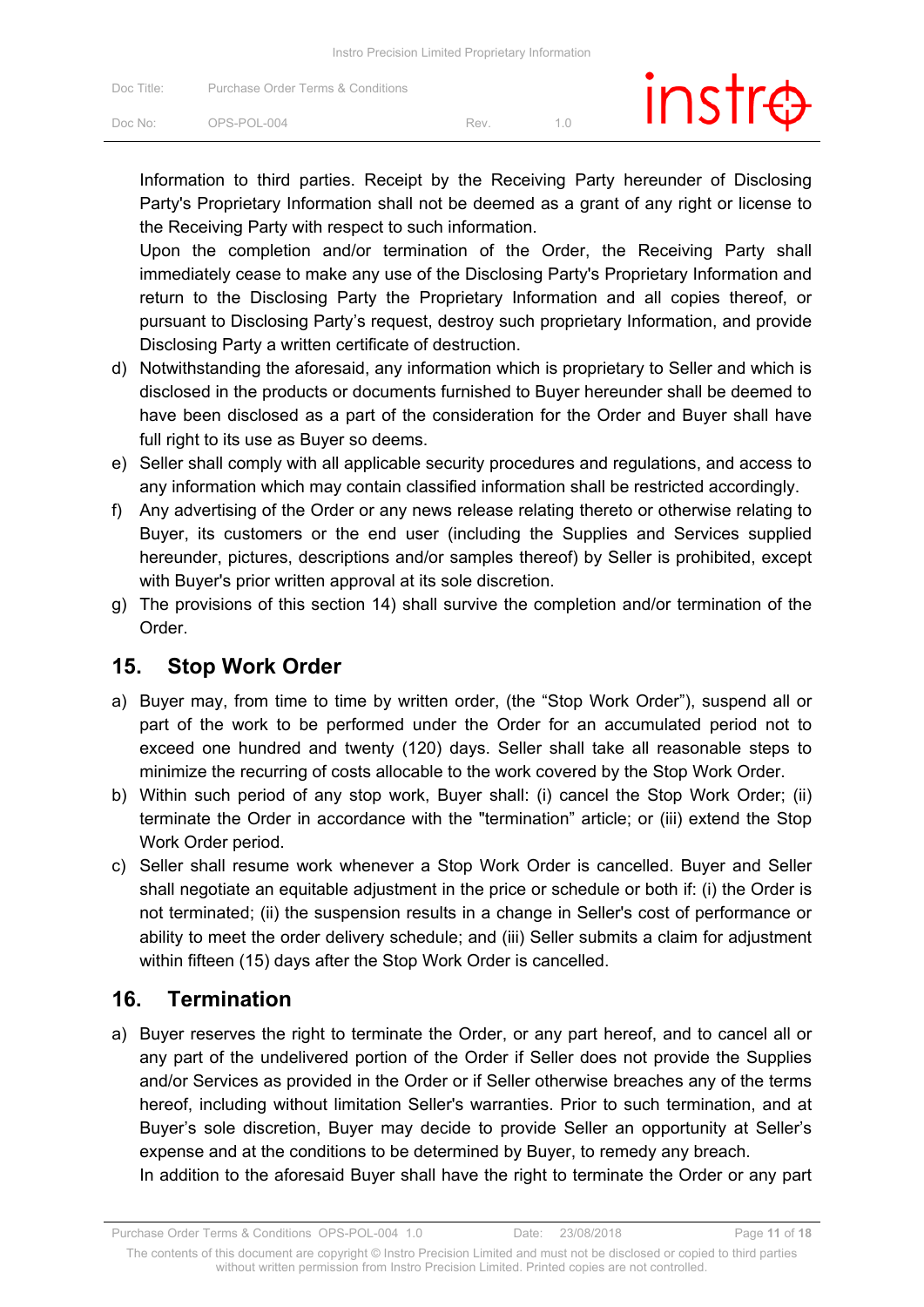Information to third parties. Receipt by the Receiving Party hereunder of Disclosing Party's Proprietary Information shall not be deemed as a grant of any right or license to the Receiving Party with respect to such information.

Upon the completion and/or termination of the Order, the Receiving Party shall immediately cease to make any use of the Disclosing Party's Proprietary Information and return to the Disclosing Party the Proprietary Information and all copies thereof, or pursuant to Disclosing Party's request, destroy such proprietary Information, and provide Disclosing Party a written certificate of destruction.

d) Notwithstanding the aforesaid, any information which is proprietary to Seller and which is disclosed in the products or documents furnished to Buyer hereunder shall be deemed to have been disclosed as a part of the consideration for the Order and Buyer shall have full right to its use as Buyer so deems.

e) Seller shall comply with all applicable security procedures and regulations, and access to any information which may contain classified information shall be restricted accordingly.

f) Any advertising of the Order or any news release relating thereto or otherwise relating to Buyer, its customers or the end user (including the Supplies and Services supplied hereunder, pictures, descriptions and/or samples thereof) by Seller is prohibited, except with Buyer's prior written approval at its sole discretion.

g) The provisions of this section 14) shall survive the completion and/or termination of the Order.

## 15. Stop Work Order

a) Buyer may, from time to time by written order, (the "Stop Work Order"), suspend all or part of the work to be performed under the Order for an accumulated period not to exceed one hundred and twenty (120) days. Seller shall take all reasonable steps to minimize the recurring of costs allocable to the work covered by the Stop Work Order.

b) Within such period of any stop work, Buyer shall: (i) cancel the Stop Work Order; (ii) terminate the Order in accordance with the "termination" article; or (iii) extend the Stop Work Order period.

c) Seller shall resume work whenever a Stop Work Order is cancelled. Buyer and Seller shall negotiate an equitable adjustment in the price or schedule or both if: (i) the Order is not terminated; (ii) the suspension results in a change in Seller's cost of performance or ability to meet the order delivery schedule; and (iii) Seller submits a claim for adjustment within fifteen (15) days after the Stop Work Order is cancelled.

## 16. Termination

a) Buyer reserves the right to terminate the Order, or any part hereof, and to cancel all or any part of the undelivered portion of the Order if Seller does not provide the Supplies and/or Services as provided in the Order or if Seller otherwise breaches any of the terms hereof, including without limitation Seller's warranties. Prior to such termination, and at Buyer's sole discretion, Buyer may decide to provide Seller an opportunity at Seller's expense and at the conditions to be determined by Buyer, to remedy any breach.

In addition to the aforesaid Buyer shall have the right to terminate the Order or any part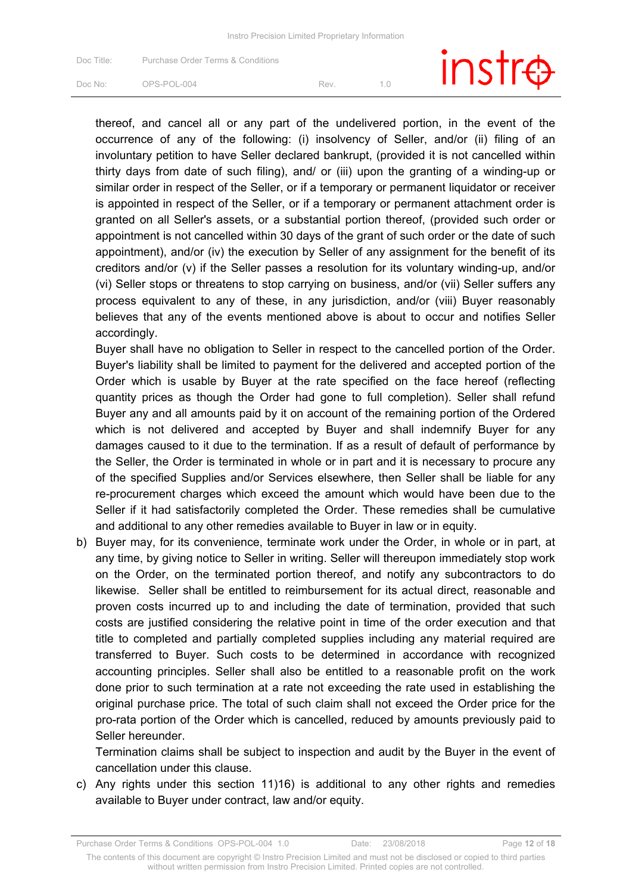thereof, and cancel all or any part of the undelivered portion, in the event of the occurrence of any of the following: (i) insolvency of Seller, and/or (ii) filing of an involuntary petition to have Seller declared bankrupt, (provided it is not cancelled within thirty days from date of such filing), and/ or (iii) upon the granting of a winding-up or similar order in respect of the Seller, or if a temporary or permanent liquidator or receiver is appointed in respect of the Seller, or if a temporary or permanent attachment order is granted on all Seller's assets, or a substantial portion thereof, (provided such order or appointment is not cancelled within 30 days of the grant of such order or the date of such appointment), and/or (iv) the execution by Seller of any assignment for the benefit of its creditors and/or (v) if the Seller passes a resolution for its voluntary winding-up, and/or (vi) Seller stops or threatens to stop carrying on business, and/or (vii) Seller suffers any process equivalent to any of these, in any jurisdiction, and/or (viii) Buyer reasonably believes that any of the events mentioned above is about to occur and notifies Seller accordingly.

Buyer shall have no obligation to Seller in respect to the cancelled portion of the Order. Buyer's liability shall be limited to payment for the delivered and accepted portion of the Order which is usable by Buyer at the rate specified on the face hereof (reflecting quantity prices as though the Order had gone to full completion). Seller shall refund Buyer any and all amounts paid by it on account of the remaining portion of the Ordered which is not delivered and accepted by Buyer and shall indemnify Buyer for any damages caused to it due to the termination. If as a result of default of performance by the Seller, the Order is terminated in whole or in part and it is necessary to procure any of the specified Supplies and/or Services elsewhere, then Seller shall be liable for any re-procurement charges which exceed the amount which would have been due to the Seller if it had satisfactorily completed the Order. These remedies shall be cumulative and additional to any other remedies available to Buyer in law or in equity.

b) Buyer may, for its convenience, terminate work under the Order, in whole or in part, at any time, by giving notice to Seller in writing. Seller will thereupon immediately stop work on the Order, on the terminated portion thereof, and notify any subcontractors to do likewise. Seller shall be entitled to reimbursement for its actual direct, reasonable and proven costs incurred up to and including the date of termination, provided that such costs are justified considering the relative point in time of the order execution and that title to completed and partially completed supplies including any material required are transferred to Buyer. Such costs to be determined in accordance with recognized accounting principles. Seller shall also be entitled to a reasonable profit on the work done prior to such termination at a rate not exceeding the rate used in establishing the original purchase price. The total of such claim shall not exceed the Order price for the pro-rata portion of the Order which is cancelled, reduced by amounts previously paid to Seller hereunder.

   Termination claims shall be subject to inspection and audit by the Buyer in the event of cancellation under this clause.

c) Any rights under this section 11)16) is additional to any other rights and remedies available to Buyer under contract, law and/or equity.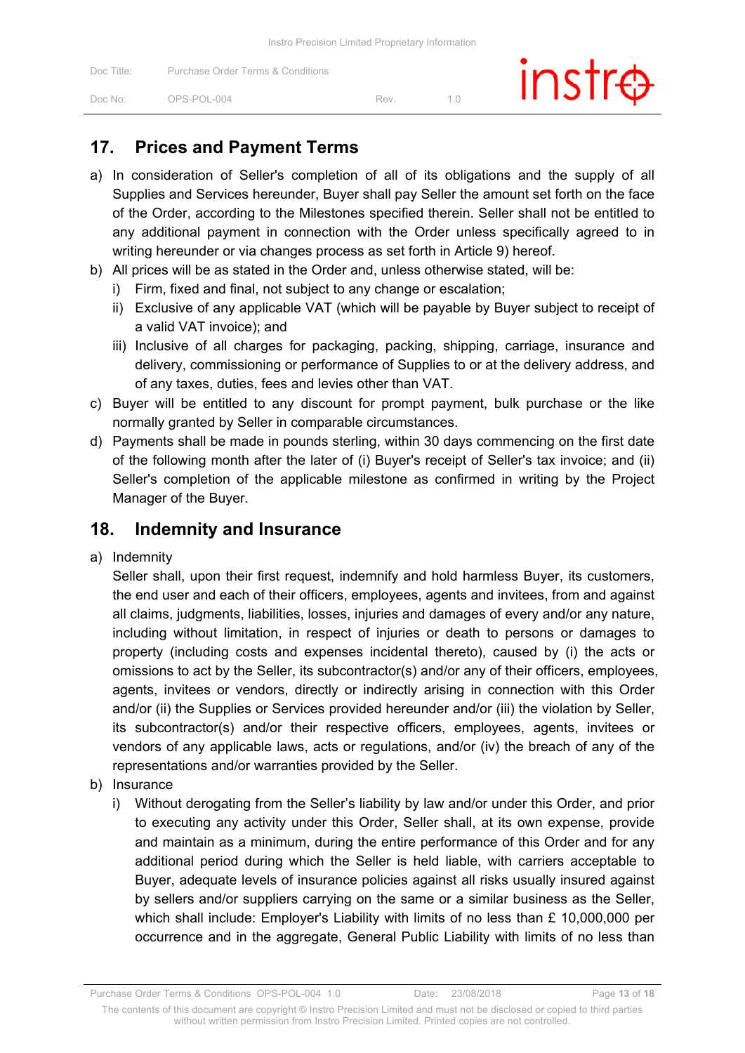## 17. Prices and Payment Terms

a) In consideration of Seller's completion of all of its obligations and the supply of all Supplies and Services hereunder, Buyer shall pay Seller the amount set forth on the face of the Order, according to the Milestones specified therein. Seller shall not be entitled to any additional payment in connection with the Order unless specifically agreed to in writing hereunder or via changes process as set forth in Article 9) hereof.

b) All prices will be as stated in the Order and, unless otherwise stated, will be:
   i) Firm, fixed and final, not subject to any change or escalation;
   ii) Exclusive of any applicable VAT (which will be payable by Buyer subject to receipt of a valid VAT invoice); and
   iii) Inclusive of all charges for packaging, packing, shipping, carriage, insurance and delivery, commissioning or performance of Supplies to or at the delivery address, and of any taxes, duties, fees and levies other than VAT.

c) Buyer will be entitled to any discount for prompt payment, bulk purchase or the like normally granted by Seller in comparable circumstances.

d) Payments shall be made in pounds sterling, within 30 days commencing on the first date of the following month after the later of (i) Buyer's receipt of Seller's tax invoice; and (ii) Seller's completion of the applicable milestone as confirmed in writing by the Project Manager of the Buyer.

## 18. Indemnity and Insurance

a) Indemnity

   Seller shall, upon their first request, indemnify and hold harmless Buyer, its customers, the end user and each of their officers, employees, agents and invitees, from and against all claims, judgments, liabilities, losses, injuries and damages of every and/or any nature, including without limitation, in respect of injuries or death to persons or damages to property (including costs and expenses incidental thereto), caused by (i) the acts or omissions to act by the Seller, its subcontractor(s) and/or any of their officers, employees, agents, invitees or vendors, directly or indirectly arising in connection with this Order and/or (ii) the Supplies or Services provided hereunder and/or (iii) the violation by Seller, its subcontractor(s) and/or their respective officers, employees, agents, invitees or vendors of any applicable laws, acts or regulations, and/or (iv) the breach of any of the representations and/or warranties provided by the Seller.

b) Insurance
   i) Without derogating from the Seller's liability by law and/or under this Order, and prior to executing any activity under this Order, Seller shall, at its own expense, provide and maintain as a minimum, during the entire performance of this Order and for any additional period during which the Seller is held liable, with carriers acceptable to Buyer, adequate levels of insurance policies against all risks usually insured against by sellers and/or suppliers carrying on the same or a similar business as the Seller, which shall include: Employer's Liability with limits of no less than £ 10,000,000 per occurrence and in the aggregate, General Public Liability with limits of no less than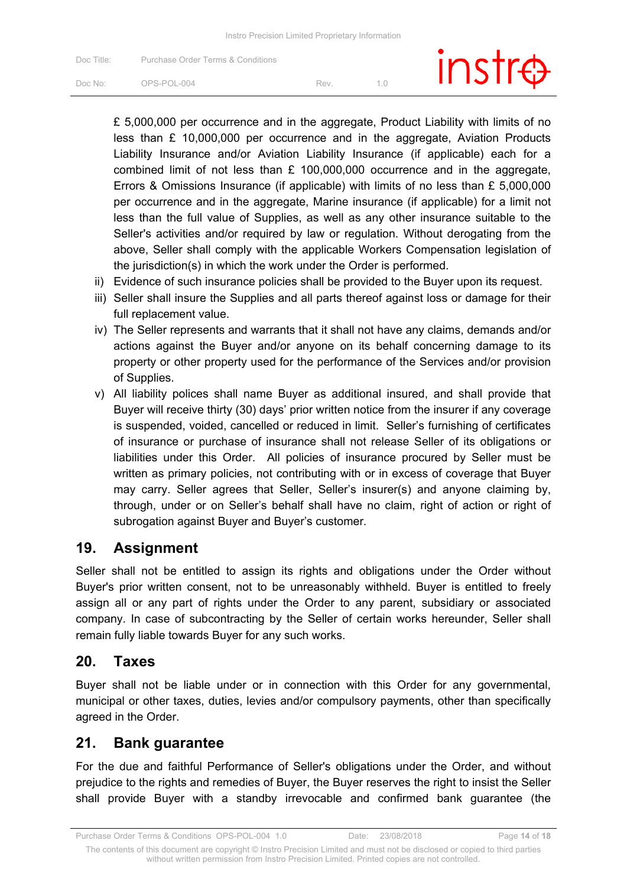£ 5,000,000 per occurrence and in the aggregate, Product Liability with limits of no less than £ 10,000,000 per occurrence and in the aggregate, Aviation Products Liability Insurance and/or Aviation Liability Insurance (if applicable) each for a combined limit of not less than £ 100,000,000 occurrence and in the aggregate, Errors & Omissions Insurance (if applicable) with limits of no less than £ 5,000,000 per occurrence and in the aggregate, Marine insurance (if applicable) for a limit not less than the full value of Supplies, as well as any other insurance suitable to the Seller's activities and/or required by law or regulation. Without derogating from the above, Seller shall comply with the applicable Workers Compensation legislation of the jurisdiction(s) in which the work under the Order is performed.

ii) Evidence of such insurance policies shall be provided to the Buyer upon its request.

iii) Seller shall insure the Supplies and all parts thereof against loss or damage for their full replacement value.

iv) The Seller represents and warrants that it shall not have any claims, demands and/or actions against the Buyer and/or anyone on its behalf concerning damage to its property or other property used for the performance of the Services and/or provision of Supplies.

v) All liability polices shall name Buyer as additional insured, and shall provide that Buyer will receive thirty (30) days' prior written notice from the insurer if any coverage is suspended, voided, cancelled or reduced in limit. Seller's furnishing of certificates of insurance or purchase of insurance shall not release Seller of its obligations or liabilities under this Order. All policies of insurance procured by Seller must be written as primary policies, not contributing with or in excess of coverage that Buyer may carry. Seller agrees that Seller, Seller's insurer(s) and anyone claiming by, through, under or on Seller's behalf shall have no claim, right of action or right of subrogation against Buyer and Buyer's customer.

## 19. Assignment

Seller shall not be entitled to assign its rights and obligations under the Order without Buyer's prior written consent, not to be unreasonably withheld. Buyer is entitled to freely assign all or any part of rights under the Order to any parent, subsidiary or associated company. In case of subcontracting by the Seller of certain works hereunder, Seller shall remain fully liable towards Buyer for any such works.

## 20. Taxes

Buyer shall not be liable under or in connection with this Order for any governmental, municipal or other taxes, duties, levies and/or compulsory payments, other than specifically agreed in the Order.

## 21. Bank guarantee

For the due and faithful Performance of Seller's obligations under the Order, and without prejudice to the rights and remedies of Buyer, the Buyer reserves the right to insist the Seller shall provide Buyer with a standby irrevocable and confirmed bank guarantee (the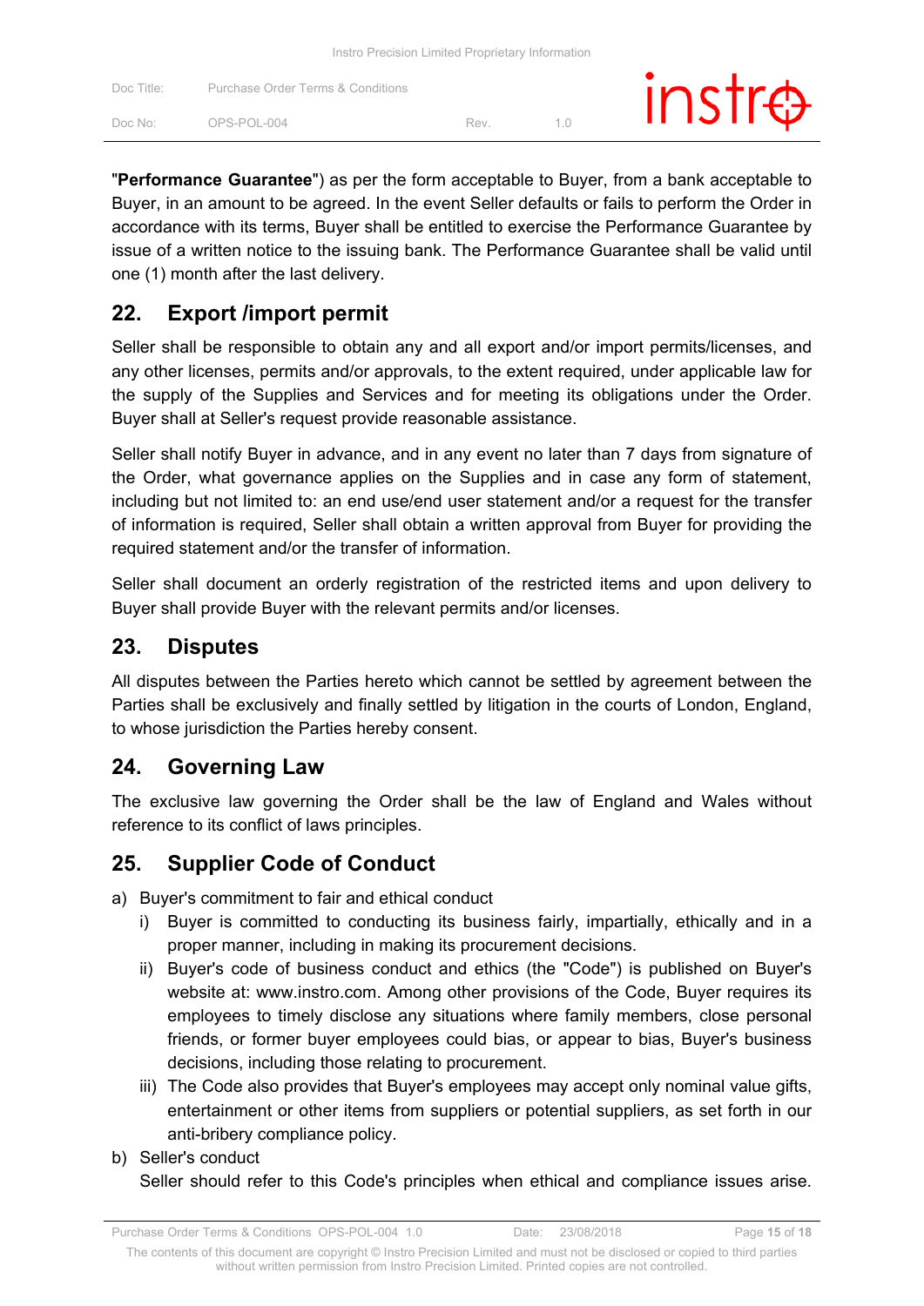"**Performance Guarantee**") as per the form acceptable to Buyer, from a bank acceptable to Buyer, in an amount to be agreed. In the event Seller defaults or fails to perform the Order in accordance with its terms, Buyer shall be entitled to exercise the Performance Guarantee by issue of a written notice to the issuing bank. The Performance Guarantee shall be valid until one (1) month after the last delivery.

## 22. Export /import permit

Seller shall be responsible to obtain any and all export and/or import permits/licenses, and any other licenses, permits and/or approvals, to the extent required, under applicable law for the supply of the Supplies and Services and for meeting its obligations under the Order. Buyer shall at Seller's request provide reasonable assistance.

Seller shall notify Buyer in advance, and in any event no later than 7 days from signature of the Order, what governance applies on the Supplies and in case any form of statement, including but not limited to: an end use/end user statement and/or a request for the transfer of information is required, Seller shall obtain a written approval from Buyer for providing the required statement and/or the transfer of information.

Seller shall document an orderly registration of the restricted items and upon delivery to Buyer shall provide Buyer with the relevant permits and/or licenses.

## 23. Disputes

All disputes between the Parties hereto which cannot be settled by agreement between the Parties shall be exclusively and finally settled by litigation in the courts of London, England, to whose jurisdiction the Parties hereby consent.

## 24. Governing Law

The exclusive law governing the Order shall be the law of England and Wales without reference to its conflict of laws principles.

## 25. Supplier Code of Conduct

a) Buyer's commitment to fair and ethical conduct
   i) Buyer is committed to conducting its business fairly, impartially, ethically and in a proper manner, including in making its procurement decisions.
   ii) Buyer's code of business conduct and ethics (the "Code") is published on Buyer's website at: www.instro.com. Among other provisions of the Code, Buyer requires its employees to timely disclose any situations where family members, close personal friends, or former buyer employees could bias, or appear to bias, Buyer's business decisions, including those relating to procurement.
   iii) The Code also provides that Buyer's employees may accept only nominal value gifts, entertainment or other items from suppliers or potential suppliers, as set forth in our anti-bribery compliance policy.

b) Seller's conduct
   Seller should refer to this Code's principles when ethical and compliance issues arise.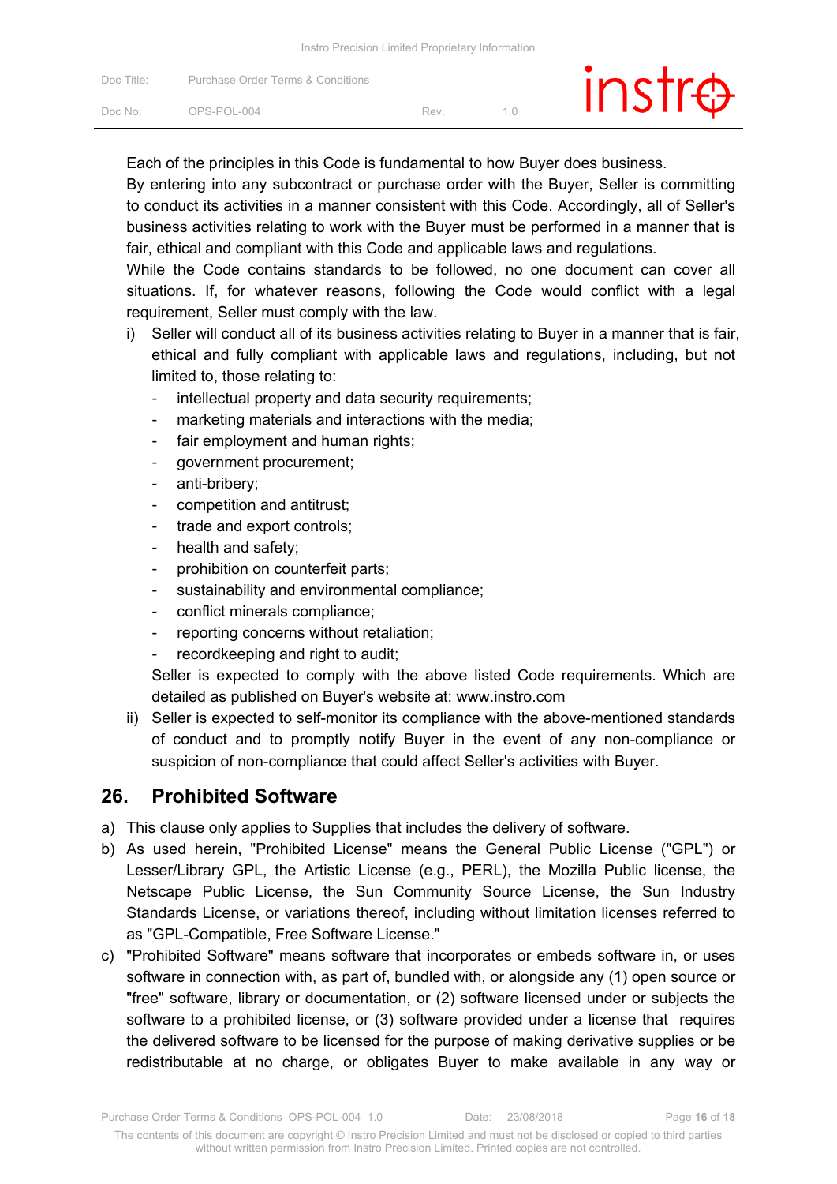Each of the principles in this Code is fundamental to how Buyer does business.
By entering into any subcontract or purchase order with the Buyer, Seller is committing to conduct its activities in a manner consistent with this Code. Accordingly, all of Seller's business activities relating to work with the Buyer must be performed in a manner that is fair, ethical and compliant with this Code and applicable laws and regulations.
While the Code contains standards to be followed, no one document can cover all situations. If, for whatever reasons, following the Code would conflict with a legal requirement, Seller must comply with the law.

i) Seller will conduct all of its business activities relating to Buyer in a manner that is fair, ethical and fully compliant with applicable laws and regulations, including, but not limited to, those relating to:
   - intellectual property and data security requirements;
   - marketing materials and interactions with the media;
   - fair employment and human rights;
   - government procurement;
   - anti-bribery;
   - competition and antitrust;
   - trade and export controls;
   - health and safety;
   - prohibition on counterfeit parts;
   - sustainability and environmental compliance;
   - conflict minerals compliance;
   - reporting concerns without retaliation;
   - recordkeeping and right to audit;

   Seller is expected to comply with the above listed Code requirements. Which are detailed as published on Buyer's website at: www.instro.com
ii) Seller is expected to self-monitor its compliance with the above-mentioned standards of conduct and to promptly notify Buyer in the event of any non-compliance or suspicion of non-compliance that could affect Seller's activities with Buyer.

## 26. Prohibited Software

a) This clause only applies to Supplies that includes the delivery of software.
b) As used herein, "Prohibited License" means the General Public License ("GPL") or Lesser/Library GPL, the Artistic License (e.g., PERL), the Mozilla Public license, the Netscape Public License, the Sun Community Source License, the Sun Industry Standards License, or variations thereof, including without limitation licenses referred to as "GPL-Compatible, Free Software License."
c) "Prohibited Software" means software that incorporates or embeds software in, or uses software in connection with, as part of, bundled with, or alongside any (1) open source or "free" software, library or documentation, or (2) software licensed under or subjects the software to a prohibited license, or (3) software provided under a license that requires the delivered software to be licensed for the purpose of making derivative supplies or be redistributable at no charge, or obligates Buyer to make available in any way or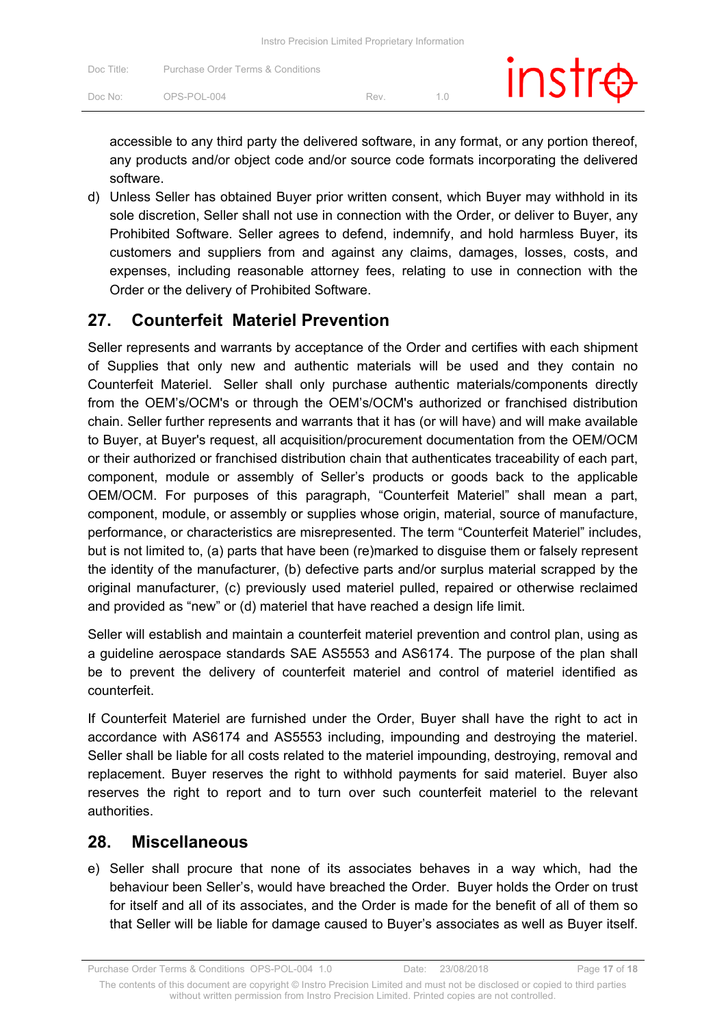accessible to any third party the delivered software, in any format, or any portion thereof, any products and/or object code and/or source code formats incorporating the delivered software.

d) Unless Seller has obtained Buyer prior written consent, which Buyer may withhold in its sole discretion, Seller shall not use in connection with the Order, or deliver to Buyer, any Prohibited Software. Seller agrees to defend, indemnify, and hold harmless Buyer, its customers and suppliers from and against any claims, damages, losses, costs, and expenses, including reasonable attorney fees, relating to use in connection with the Order or the delivery of Prohibited Software.

## 27. Counterfeit Materiel Prevention

Seller represents and warrants by acceptance of the Order and certifies with each shipment of Supplies that only new and authentic materials will be used and they contain no Counterfeit Materiel. Seller shall only purchase authentic materials/components directly from the OEM's/OCM's or through the OEM's/OCM's authorized or franchised distribution chain. Seller further represents and warrants that it has (or will have) and will make available to Buyer, at Buyer's request, all acquisition/procurement documentation from the OEM/OCM or their authorized or franchised distribution chain that authenticates traceability of each part, component, module or assembly of Seller's products or goods back to the applicable OEM/OCM. For purposes of this paragraph, "Counterfeit Materiel" shall mean a part, component, module, or assembly or supplies whose origin, material, source of manufacture, performance, or characteristics are misrepresented. The term "Counterfeit Materiel" includes, but is not limited to, (a) parts that have been (re)marked to disguise them or falsely represent the identity of the manufacturer, (b) defective parts and/or surplus material scrapped by the original manufacturer, (c) previously used materiel pulled, repaired or otherwise reclaimed and provided as "new" or (d) materiel that have reached a design life limit.

Seller will establish and maintain a counterfeit materiel prevention and control plan, using as a guideline aerospace standards SAE AS5553 and AS6174. The purpose of the plan shall be to prevent the delivery of counterfeit materiel and control of materiel identified as counterfeit.

If Counterfeit Materiel are furnished under the Order, Buyer shall have the right to act in accordance with AS6174 and AS5553 including, impounding and destroying the materiel. Seller shall be liable for all costs related to the materiel impounding, destroying, removal and replacement. Buyer reserves the right to withhold payments for said materiel. Buyer also reserves the right to report and to turn over such counterfeit materiel to the relevant authorities.

## 28. Miscellaneous

e) Seller shall procure that none of its associates behaves in a way which, had the behaviour been Seller's, would have breached the Order. Buyer holds the Order on trust for itself and all of its associates, and the Order is made for the benefit of all of them so that Seller will be liable for damage caused to Buyer's associates as well as Buyer itself.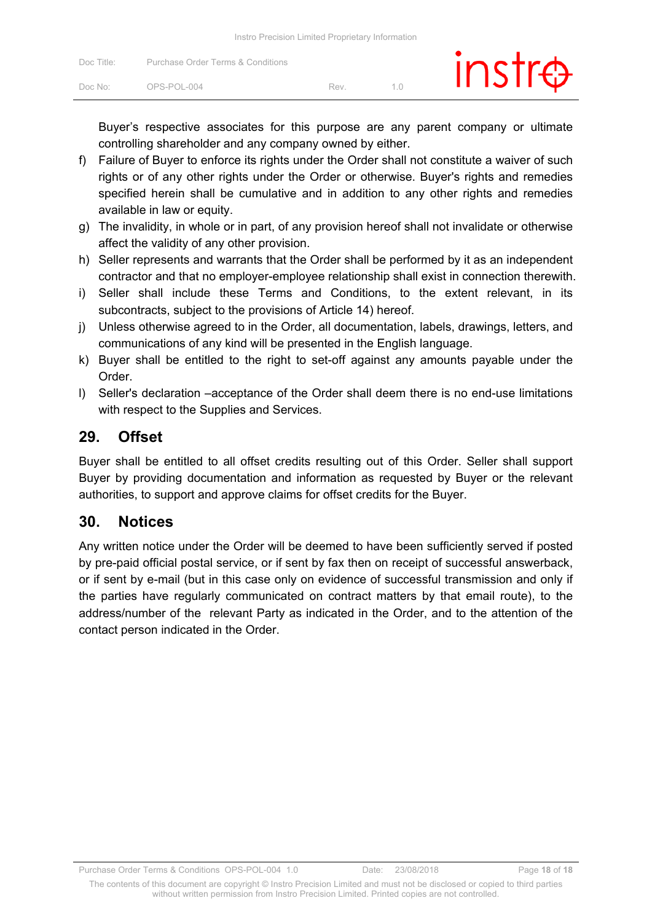Buyer's respective associates for this purpose are any parent company or ultimate controlling shareholder and any company owned by either.

f) Failure of Buyer to enforce its rights under the Order shall not constitute a waiver of such rights or of any other rights under the Order or otherwise. Buyer's rights and remedies specified herein shall be cumulative and in addition to any other rights and remedies available in law or equity.

g) The invalidity, in whole or in part, of any provision hereof shall not invalidate or otherwise affect the validity of any other provision.

h) Seller represents and warrants that the Order shall be performed by it as an independent contractor and that no employer-employee relationship shall exist in connection therewith.

i) Seller shall include these Terms and Conditions, to the extent relevant, in its subcontracts, subject to the provisions of Article 14) hereof.

j) Unless otherwise agreed to in the Order, all documentation, labels, drawings, letters, and communications of any kind will be presented in the English language.

k) Buyer shall be entitled to the right to set-off against any amounts payable under the Order.

l) Seller's declaration –acceptance of the Order shall deem there is no end-use limitations with respect to the Supplies and Services.

## 29. Offset

Buyer shall be entitled to all offset credits resulting out of this Order. Seller shall support Buyer by providing documentation and information as requested by Buyer or the relevant authorities, to support and approve claims for offset credits for the Buyer.

## 30. Notices

Any written notice under the Order will be deemed to have been sufficiently served if posted by pre-paid official postal service, or if sent by fax then on receipt of successful answerback, or if sent by e-mail (but in this case only on evidence of successful transmission and only if the parties have regularly communicated on contract matters by that email route), to the address/number of the relevant Party as indicated in the Order, and to the attention of the contact person indicated in the Order.